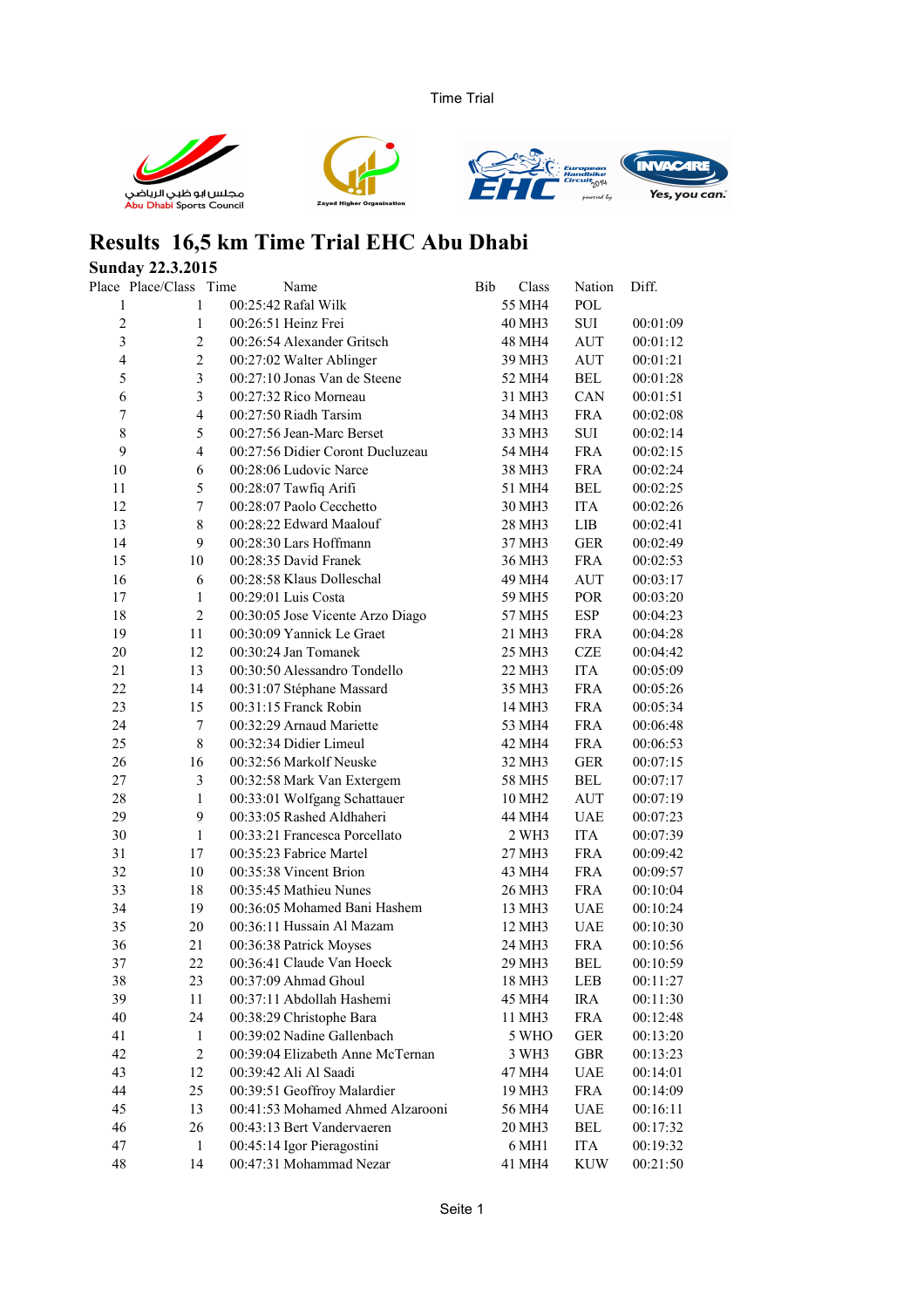Time Trial

# Results 16,5 km Time Trial EHC Abu Dhabi

**Sunday 22.3.2015**

| Place | Place/Class | Time | Name | Bib | Class | Nation | Diff. |
|---|---|---|---|---|---|---|---|
| 1 | 1 | 00:25:42 | Rafal Wilk | 55 | MH4 | POL | |
| 2 | 1 | 00:26:51 | Heinz Frei | 40 | MH3 | SUI | 00:01:09 |
| 3 | 2 | 00:26:54 | Alexander Gritsch | 48 | MH4 | AUT | 00:01:12 |
| 4 | 2 | 00:27:02 | Walter Ablinger | 39 | MH3 | AUT | 00:01:21 |
| 5 | 3 | 00:27:10 | Jonas Van de Steene | 52 | MH4 | BEL | 00:01:28 |
| 6 | 3 | 00:27:32 | Rico Morneau | 31 | MH3 | CAN | 00:01:51 |
| 7 | 4 | 00:27:50 | Riadh Tarsim | 34 | MH3 | FRA | 00:02:08 |
| 8 | 5 | 00:27:56 | Jean-Marc Berset | 33 | MH3 | SUI | 00:02:14 |
| 9 | 4 | 00:27:56 | Didier Coront Ducluzeau | 54 | MH4 | FRA | 00:02:15 |
| 10 | 6 | 00:28:06 | Ludovic Narce | 38 | MH3 | FRA | 00:02:24 |
| 11 | 5 | 00:28:07 | Tawfiq Arifi | 51 | MH4 | BEL | 00:02:25 |
| 12 | 7 | 00:28:07 | Paolo Cecchetto | 30 | MH3 | ITA | 00:02:26 |
| 13 | 8 | 00:28:22 | Edward Maalouf | 28 | MH3 | LIB | 00:02:41 |
| 14 | 9 | 00:28:30 | Lars Hoffmann | 37 | MH3 | GER | 00:02:49 |
| 15 | 10 | 00:28:35 | David Franek | 36 | MH3 | FRA | 00:02:53 |
| 16 | 6 | 00:28:58 | Klaus Dolleschal | 49 | MH4 | AUT | 00:03:17 |
| 17 | 1 | 00:29:01 | Luis Costa | 59 | MH5 | POR | 00:03:20 |
| 18 | 2 | 00:30:05 | Jose Vicente Arzo Diago | 57 | MH5 | ESP | 00:04:23 |
| 19 | 11 | 00:30:09 | Yannick Le Graet | 21 | MH3 | FRA | 00:04:28 |
| 20 | 12 | 00:30:24 | Jan Tomanek | 25 | MH3 | CZE | 00:04:42 |
| 21 | 13 | 00:30:50 | Alessandro Tondello | 22 | MH3 | ITA | 00:05:09 |
| 22 | 14 | 00:31:07 | Stéphane Massard | 35 | MH3 | FRA | 00:05:26 |
| 23 | 15 | 00:31:15 | Franck Robin | 14 | MH3 | FRA | 00:05:34 |
| 24 | 7 | 00:32:29 | Arnaud Mariette | 53 | MH4 | FRA | 00:06:48 |
| 25 | 8 | 00:32:34 | Didier Limeul | 42 | MH4 | FRA | 00:06:53 |
| 26 | 16 | 00:32:56 | Markolf Neuske | 32 | MH3 | GER | 00:07:15 |
| 27 | 3 | 00:32:58 | Mark Van Extergem | 58 | MH5 | BEL | 00:07:17 |
| 28 | 1 | 00:33:01 | Wolfgang Schattauer | 10 | MH2 | AUT | 00:07:19 |
| 29 | 9 | 00:33:05 | Rashed Aldhaheri | 44 | MH4 | UAE | 00:07:23 |
| 30 | 1 | 00:33:21 | Francesca Porcellato | 2 | WH3 | ITA | 00:07:39 |
| 31 | 17 | 00:35:23 | Fabrice Martel | 27 | MH3 | FRA | 00:09:42 |
| 32 | 10 | 00:35:38 | Vincent Brion | 43 | MH4 | FRA | 00:09:57 |
| 33 | 18 | 00:35:45 | Mathieu Nunes | 26 | MH3 | FRA | 00:10:04 |
| 34 | 19 | 00:36:05 | Mohamed Bani Hashem | 13 | MH3 | UAE | 00:10:24 |
| 35 | 20 | 00:36:11 | Hussain Al Mazam | 12 | MH3 | UAE | 00:10:30 |
| 36 | 21 | 00:36:38 | Patrick Moyses | 24 | MH3 | FRA | 00:10:56 |
| 37 | 22 | 00:36:41 | Claude Van Hoeck | 29 | MH3 | BEL | 00:10:59 |
| 38 | 23 | 00:37:09 | Ahmad Ghoul | 18 | MH3 | LEB | 00:11:27 |
| 39 | 11 | 00:37:11 | Abdollah Hashemi | 45 | MH4 | IRA | 00:11:30 |
| 40 | 24 | 00:38:29 | Christophe Bara | 11 | MH3 | FRA | 00:12:48 |
| 41 | 1 | 00:39:02 | Nadine Gallenbach | 5 | WHO | GER | 00:13:20 |
| 42 | 2 | 00:39:04 | Elizabeth Anne McTernan | 3 | WH3 | GBR | 00:13:23 |
| 43 | 12 | 00:39:42 | Ali Al Saadi | 47 | MH4 | UAE | 00:14:01 |
| 44 | 25 | 00:39:51 | Geoffroy Malardier | 19 | MH3 | FRA | 00:14:09 |
| 45 | 13 | 00:41:53 | Mohamed Ahmed Alzarooni | 56 | MH4 | UAE | 00:16:11 |
| 46 | 26 | 00:43:13 | Bert Vandervaeren | 20 | MH3 | BEL | 00:17:32 |
| 47 | 1 | 00:45:14 | Igor Pieragostini | 6 | MH1 | ITA | 00:19:32 |
| 48 | 14 | 00:47:31 | Mohammad Nezar | 41 | MH4 | KUW | 00:21:50 |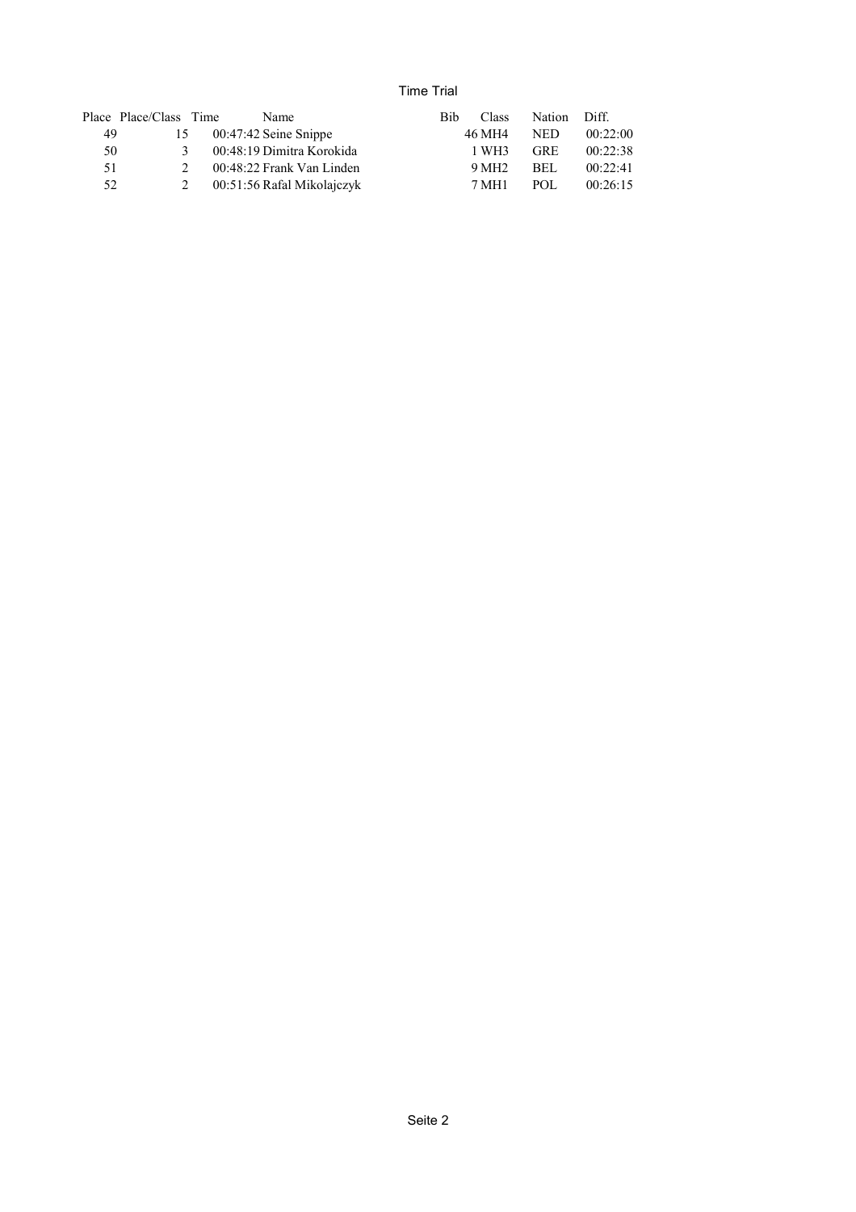Time Trial

| Place | Place/Class | Time | Name | Bib | Class | Nation | Diff. |
|---|---|---|---|---|---|---|---|
| 49 | 15 | 00:47:42 | Seine Snippe | 46 | MH4 | NED | 00:22:00 |
| 50 | 3 | 00:48:19 | Dimitra Korokida | 1 | WH3 | GRE | 00:22:38 |
| 51 | 2 | 00:48:22 | Frank Van Linden | 9 | MH2 | BEL | 00:22:41 |
| 52 | 2 | 00:51:56 | Rafal Mikolajczyk | 7 | MH1 | POL | 00:26:15 |